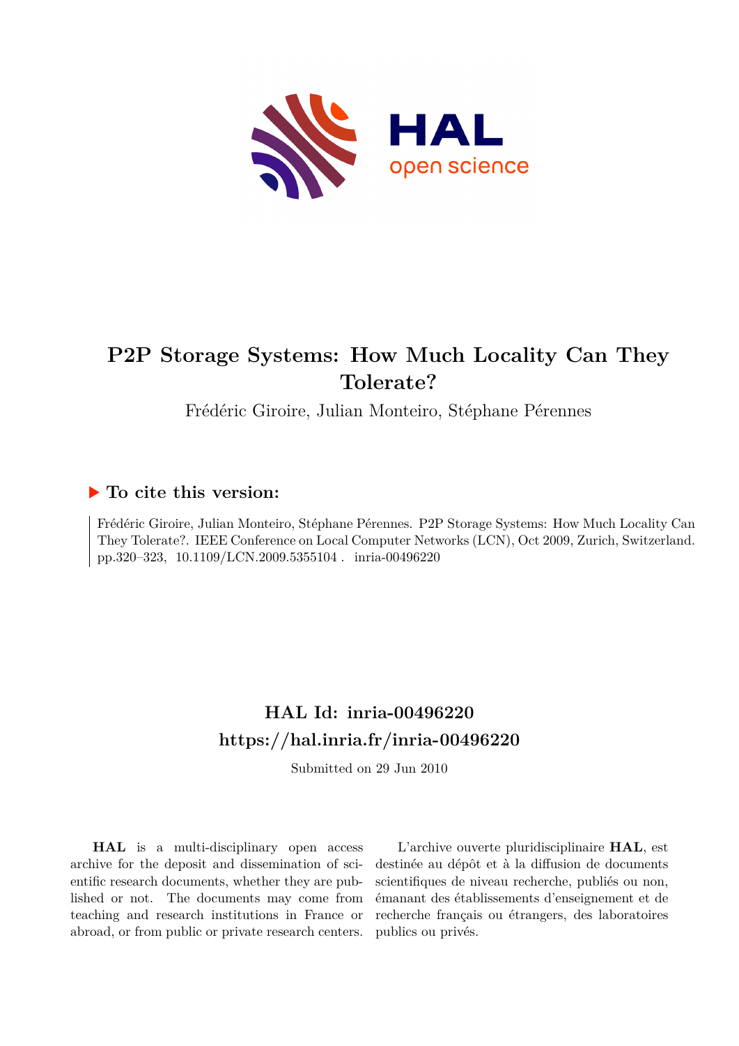# P2P Storage Systems: How Much Locality Can They Tolerate?

Frédéric Giroire, Julian Monteiro, Stéphane Pérennes

## ▶ To cite this version:

Frédéric Giroire, Julian Monteiro, Stéphane Pérennes. P2P Storage Systems: How Much Locality Can They Tolerate?. IEEE Conference on Local Computer Networks (LCN), Oct 2009, Zurich, Switzerland. pp.320–323, 10.1109/LCN.2009.5355104 . inria-00496220

## HAL Id: inria-00496220

## https://hal.inria.fr/inria-00496220

Submitted on 29 Jun 2010

**HAL** is a multi-disciplinary open access archive for the deposit and dissemination of scientific research documents, whether they are published or not. The documents may come from teaching and research institutions in France or abroad, or from public or private research centers.

L'archive ouverte pluridisciplinaire **HAL**, est destinée au dépôt et à la diffusion de documents scientifiques de niveau recherche, publiés ou non, émanant des établissements d'enseignement et de recherche français ou étrangers, des laboratoires publics ou privés.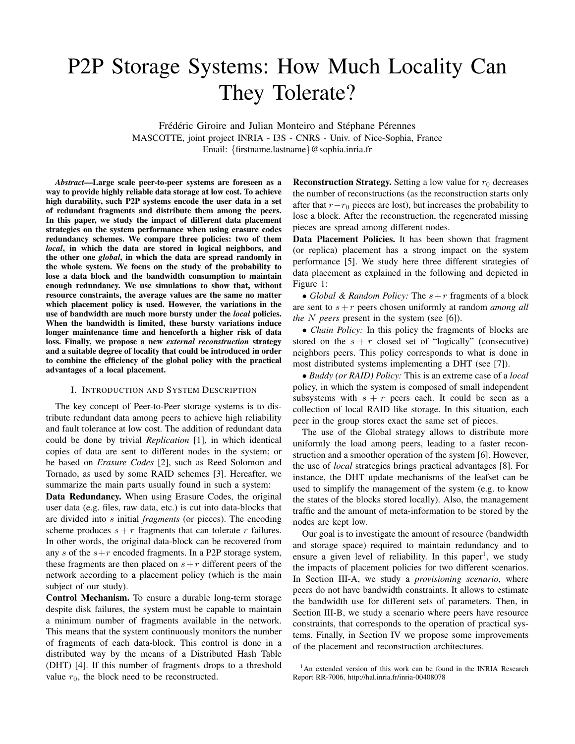# P2P Storage Systems: How Much Locality Can They Tolerate?

Frédéric Giroire and Julian Monteiro and Stéphane Pérennes
MASCOTTE, joint project INRIA - I3S - CNRS - Univ. of Nice-Sophia, France
Email: {firstname.lastname}@sophia.inria.fr

***Abstract*—Large scale peer-to-peer systems are foreseen as a way to provide highly reliable data storage at low cost. To achieve high durability, such P2P systems encode the user data in a set of redundant fragments and distribute them among the peers. In this paper, we study the impact of different data placement strategies on the system performance when using erasure codes redundancy schemes. We compare three policies: two of them *local*, in which the data are stored in logical neighbors, and the other one *global*, in which the data are spread randomly in the whole system. We focus on the study of the probability to lose a data block and the bandwidth consumption to maintain enough redundancy. We use simulations to show that, without resource constraints, the average values are the same no matter which placement policy is used. However, the variations in the use of bandwidth are much more bursty under the *local* policies. When the bandwidth is limited, these bursty variations induce longer maintenance time and henceforth a higher risk of data loss. Finally, we propose a new *external reconstruction* strategy and a suitable degree of locality that could be introduced in order to combine the efficiency of the global policy with the practical advantages of a local placement.**

## I. Introduction and System Description

The key concept of Peer-to-Peer storage systems is to distribute redundant data among peers to achieve high reliability and fault tolerance at low cost. The addition of redundant data could be done by trivial *Replication* [1], in which identical copies of data are sent to different nodes in the system; or be based on *Erasure Codes* [2], such as Reed Solomon and Tornado, as used by some RAID schemes [3]. Hereafter, we summarize the main parts usually found in such a system:

**Data Redundancy.** When using Erasure Codes, the original user data (e.g. files, raw data, etc.) is cut into data-blocks that are divided into $s$ initial *fragments* (or pieces). The encoding scheme produces $s+r$ fragments that can tolerate $r$ failures. In other words, the original data-block can be recovered from any $s$ of the $s+r$ encoded fragments. In a P2P storage system, these fragments are then placed on $s+r$ different peers of the network according to a placement policy (which is the main subject of our study).

**Control Mechanism.** To ensure a durable long-term storage despite disk failures, the system must be capable to maintain a minimum number of fragments available in the network. This means that the system continuously monitors the number of fragments of each data-block. This control is done in a distributed way by the means of a Distributed Hash Table (DHT) [4]. If this number of fragments drops to a threshold value $r_0$, the block need to be reconstructed.

**Reconstruction Strategy.** Setting a low value for $r_0$ decreases the number of reconstructions (as the reconstruction starts only after that $r-r_0$ pieces are lost), but increases the probability to lose a block. After the reconstruction, the regenerated missing pieces are spread among different nodes.

**Data Placement Policies.** It has been shown that fragment (or replica) placement has a strong impact on the system performance [5]. We study here three different strategies of data placement as explained in the following and depicted in Figure 1:

• *Global & Random Policy:* The $s+r$ fragments of a block are sent to $s+r$ peers chosen uniformly at random *among all the $N$ peers* present in the system (see [6]).

• *Chain Policy:* In this policy the fragments of blocks are stored on the $s+r$ closed set of "logically" (consecutive) neighbors peers. This policy corresponds to what is done in most distributed systems implementing a DHT (see [7]).

• *Buddy (or RAID) Policy:* This is an extreme case of a *local* policy, in which the system is composed of small independent subsystems with $s+r$ peers each. It could be seen as a collection of local RAID like storage. In this situation, each peer in the group stores exact the same set of pieces.

The use of the Global strategy allows to distribute more uniformly the load among peers, leading to a faster reconstruction and a smoother operation of the system [6]. However, the use of *local* strategies brings practical advantages [8]. For instance, the DHT update mechanisms of the leafset can be used to simplify the management of the system (e.g. to know the states of the blocks stored locally). Also, the management traffic and the amount of meta-information to be stored by the nodes are kept low.

Our goal is to investigate the amount of resource (bandwidth and storage space) required to maintain redundancy and to ensure a given level of reliability. In this paper[1], we study the impacts of placement policies for two different scenarios. In Section III-A, we study a *provisioning scenario*, where peers do not have bandwidth constraints. It allows to estimate the bandwidth use for different sets of parameters. Then, in Section III-B, we study a scenario where peers have resource constraints, that corresponds to the operation of practical systems. Finally, in Section IV we propose some improvements of the placement and reconstruction architectures.

[1] An extended version of this work can be found in the INRIA Research Report RR-7006, http://hal.inria.fr/inria-00408078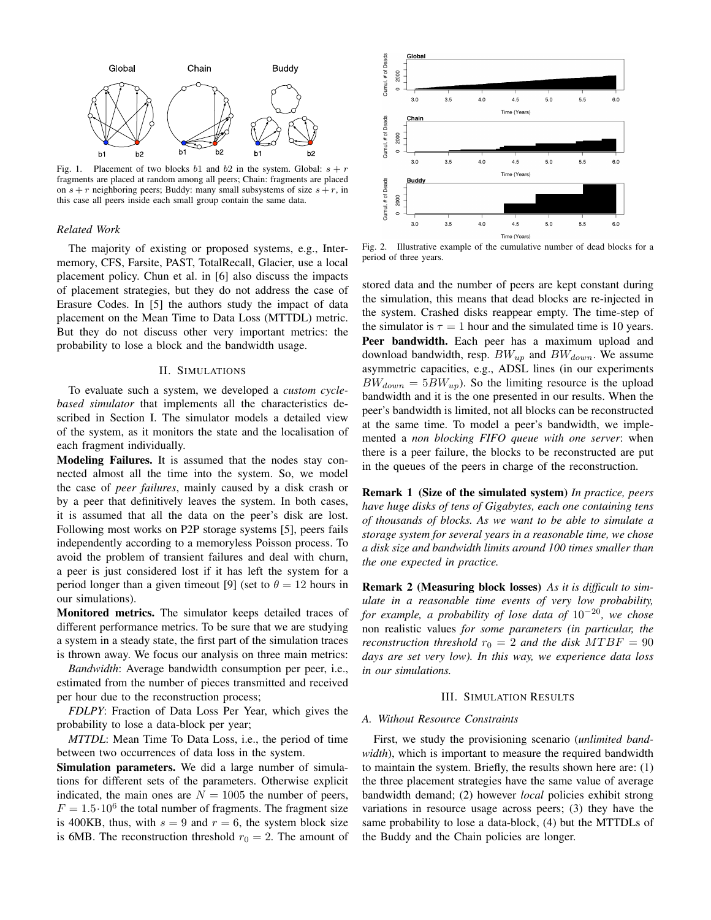Fig. 1. Placement of two blocks $b1$ and $b2$ in the system. Global: $s + r$ fragments are placed at random among all peers; Chain: fragments are placed on $s + r$ neighboring peers; Buddy: many small subsystems of size $s + r$, in this case all peers inside each small group contain the same data.

### *Related Work*

The majority of existing or proposed systems, e.g., Intermemory, CFS, Farsite, PAST, TotalRecall, Glacier, use a local placement policy. Chun et al. in [6] also discuss the impacts of placement strategies, but they do not address the case of Erasure Codes. In [5] the authors study the impact of data placement on the Mean Time to Data Loss (MTTDL) metric. But they do not discuss other very important metrics: the probability to lose a block and the bandwidth usage.

## II. Simulations

To evaluate such a system, we developed a *custom cycle-based simulator* that implements all the characteristics described in Section I. The simulator models a detailed view of the system, as it monitors the state and the localisation of each fragment individually.

**Modeling Failures.** It is assumed that the nodes stay connected almost all the time into the system. So, we model the case of *peer failures*, mainly caused by a disk crash or by a peer that definitively leaves the system. In both cases, it is assumed that all the data on the peer's disk are lost. Following most works on P2P storage systems [5], peers fails independently according to a memoryless Poisson process. To avoid the problem of transient failures and deal with churn, a peer is just considered lost if it has left the system for a period longer than a given timeout [9] (set to $\theta = 12$ hours in our simulations).

**Monitored metrics.** The simulator keeps detailed traces of different performance metrics. To be sure that we are studying a system in a steady state, the first part of the simulation traces is thrown away. We focus our analysis on three main metrics:

*Bandwidth*: Average bandwidth consumption per peer, i.e., estimated from the number of pieces transmitted and received per hour due to the reconstruction process;

*FDLPY*: Fraction of Data Loss Per Year, which gives the probability to lose a data-block per year;

*MTTDL*: Mean Time To Data Loss, i.e., the period of time between two occurrences of data loss in the system.

**Simulation parameters.** We did a large number of simulations for different sets of the parameters. Otherwise explicit indicated, the main ones are $N = 1005$ the number of peers, $F = 1.5 \cdot 10^6$ the total number of fragments. The fragment size is 400KB, thus, with $s = 9$ and $r = 6$, the system block size is 6MB. The reconstruction threshold $r_0 = 2$. The amount of stored data and the number of peers are kept constant during the simulation, this means that dead blocks are re-injected in the system. Crashed disks reappear empty. The time-step of the simulator is $\tau = 1$ hour and the simulated time is 10 years.

**Peer bandwidth.** Each peer has a maximum upload and download bandwidth, resp. $BW_{up}$ and $BW_{down}$. We assume asymmetric capacities, e.g., ADSL lines (in our experiments $BW_{down} = 5BW_{up}$). So the limiting resource is the upload bandwidth and it is the one presented in our results. When the peer's bandwidth is limited, not all blocks can be reconstructed at the same time. To model a peer's bandwidth, we implemented a *non blocking FIFO queue with one server*: when there is a peer failure, the blocks to be reconstructed are put in the queues of the peers in charge of the reconstruction.

Fig. 2. Illustrative example of the cumulative number of dead blocks for a period of three years.

**Remark 1 (Size of the simulated system)** *In practice, peers have huge disks of tens of Gigabytes, each one containing tens of thousands of blocks. As we want to be able to simulate a storage system for several years in a reasonable time, we chose a disk size and bandwidth limits around 100 times smaller than the one expected in practice.*

**Remark 2 (Measuring block losses)** *As it is difficult to simulate in a reasonable time events of very low probability, for example, a probability of lose data of $10^{-20}$, we chose* non realistic values *for some parameters (in particular, the reconstruction threshold $r_0 = 2$ and the disk $MTBF = 90$ days are set very low). In this way, we experience data loss in our simulations.*

## III. Simulation Results

### *A. Without Resource Constraints*

First, we study the provisioning scenario (*unlimited bandwidth*), which is important to measure the required bandwidth to maintain the system. Briefly, the results shown here are: (1) the three placement strategies have the same value of average bandwidth demand; (2) however *local* policies exhibit strong variations in resource usage across peers; (3) they have the same probability to lose a data-block, (4) but the MTTDLs of the Buddy and the Chain policies are longer.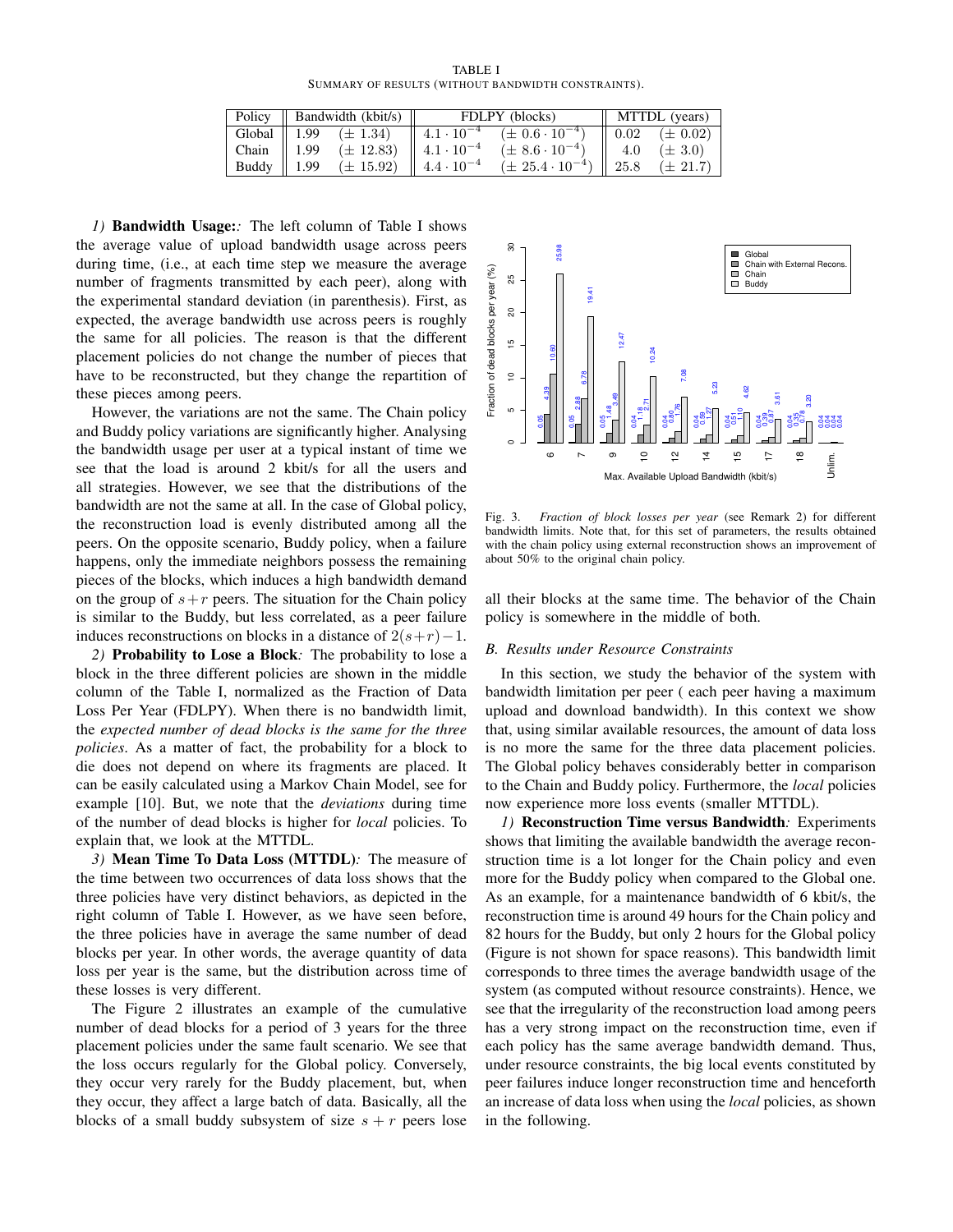TABLE I
SUMMARY OF RESULTS (WITHOUT BANDWIDTH CONSTRAINTS).

| Policy | Bandwidth (kbit/s) | | FDLPY (blocks) | | MTTDL (years) | |
|---|---|---|---|---|---|---|
| Global | 1.99 | ($\pm$ 1.34) | $4.1 \cdot 10^{-4}$ | ($\pm$ $0.6 \cdot 10^{-4}$) | 0.02 | ($\pm$ 0.02) |
| Chain | 1.99 | ($\pm$ 12.83) | $4.1 \cdot 10^{-4}$ | ($\pm$ $8.6 \cdot 10^{-4}$) | 4.0 | ($\pm$ 3.0) |
| Buddy | 1.99 | ($\pm$ 15.92) | $4.4 \cdot 10^{-4}$ | ($\pm$ $25.4 \cdot 10^{-4}$) | 25.8 | ($\pm$ 21.7) |

*1)* **Bandwidth Usage:** The left column of Table I shows the average value of upload bandwidth usage across peers during time, (i.e., at each time step we measure the average number of fragments transmitted by each peer), along with the experimental standard deviation (in parenthesis). First, as expected, the average bandwidth use across peers is roughly the same for all policies. The reason is that the different placement policies do not change the number of pieces that have to be reconstructed, but they change the repartition of these pieces among peers.

However, the variations are not the same. The Chain policy and Buddy policy variations are significantly higher. Analysing the bandwidth usage per user at a typical instant of time we see that the load is around 2 kbit/s for all the users and all strategies. However, we see that the distributions of the bandwidth are not the same at all. In the case of Global policy, the reconstruction load is evenly distributed among all the peers. On the opposite scenario, Buddy policy, when a failure happens, only the immediate neighbors possess the remaining pieces of the blocks, which induces a high bandwidth demand on the group of $s+r$ peers. The situation for the Chain policy is similar to the Buddy, but less correlated, as a peer failure induces reconstructions on blocks in a distance of $2(s+r)-1$.

*2)* **Probability to Lose a Block:** The probability to lose a block in the three different policies are shown in the middle column of the Table I, normalized as the Fraction of Data Loss Per Year (FDLPY). When there is no bandwidth limit, the *expected number of dead blocks is the same for the three policies*. As a matter of fact, the probability for a block to die does not depend on where its fragments are placed. It can be easily calculated using a Markov Chain Model, see for example [10]. But, we note that the *deviations* during time of the number of dead blocks is higher for *local* policies. To explain that, we look at the MTTDL.

*3)* **Mean Time To Data Loss (MTTDL):** The measure of the time between two occurrences of data loss shows that the three policies have very distinct behaviors, as depicted in the right column of Table I. However, as we have seen before, the three policies have in average the same number of dead blocks per year. In other words, the average quantity of data loss per year is the same, but the distribution across time of these losses is very different.

The Figure 2 illustrates an example of the cumulative number of dead blocks for a period of 3 years for the three placement policies under the same fault scenario. We see that the loss occurs regularly for the Global policy. Conversely, they occur very rarely for the Buddy placement, but, when they occur, they affect a large batch of data. Basically, all the blocks of a small buddy subsystem of size $s+r$ peers lose all their blocks at the same time. The behavior of the Chain policy is somewhere in the middle of both.

Fig. 3. *Fraction of block losses per year* (see Remark 2) for different bandwidth limits. Note that, for this set of parameters, the results obtained with the chain policy using external reconstruction shows an improvement of about 50% to the original chain policy.

### *B. Results under Resource Constraints*

In this section, we study the behavior of the system with bandwidth limitation per peer ( each peer having a maximum upload and download bandwidth). In this context we show that, using similar available resources, the amount of data loss is no more the same for the three data placement policies. The Global policy behaves considerably better in comparison to the Chain and Buddy policy. Furthermore, the *local* policies now experience more loss events (smaller MTTDL).

*1)* **Reconstruction Time versus Bandwidth:** Experiments shows that limiting the available bandwidth the average reconstruction time is a lot longer for the Chain policy and even more for the Buddy policy when compared to the Global one. As an example, for a maintenance bandwidth of 6 kbit/s, the reconstruction time is around 49 hours for the Chain policy and 82 hours for the Buddy, but only 2 hours for the Global policy (Figure is not shown for space reasons). This bandwidth limit corresponds to three times the average bandwidth usage of the system (as computed without resource constraints). Hence, we see that the irregularity of the reconstruction load among peers has a very strong impact on the reconstruction time, even if each policy has the same average bandwidth demand. Thus, under resource constraints, the big local events constituted by peer failures induce longer reconstruction time and henceforth an increase of data loss when using the *local* policies, as shown in the following.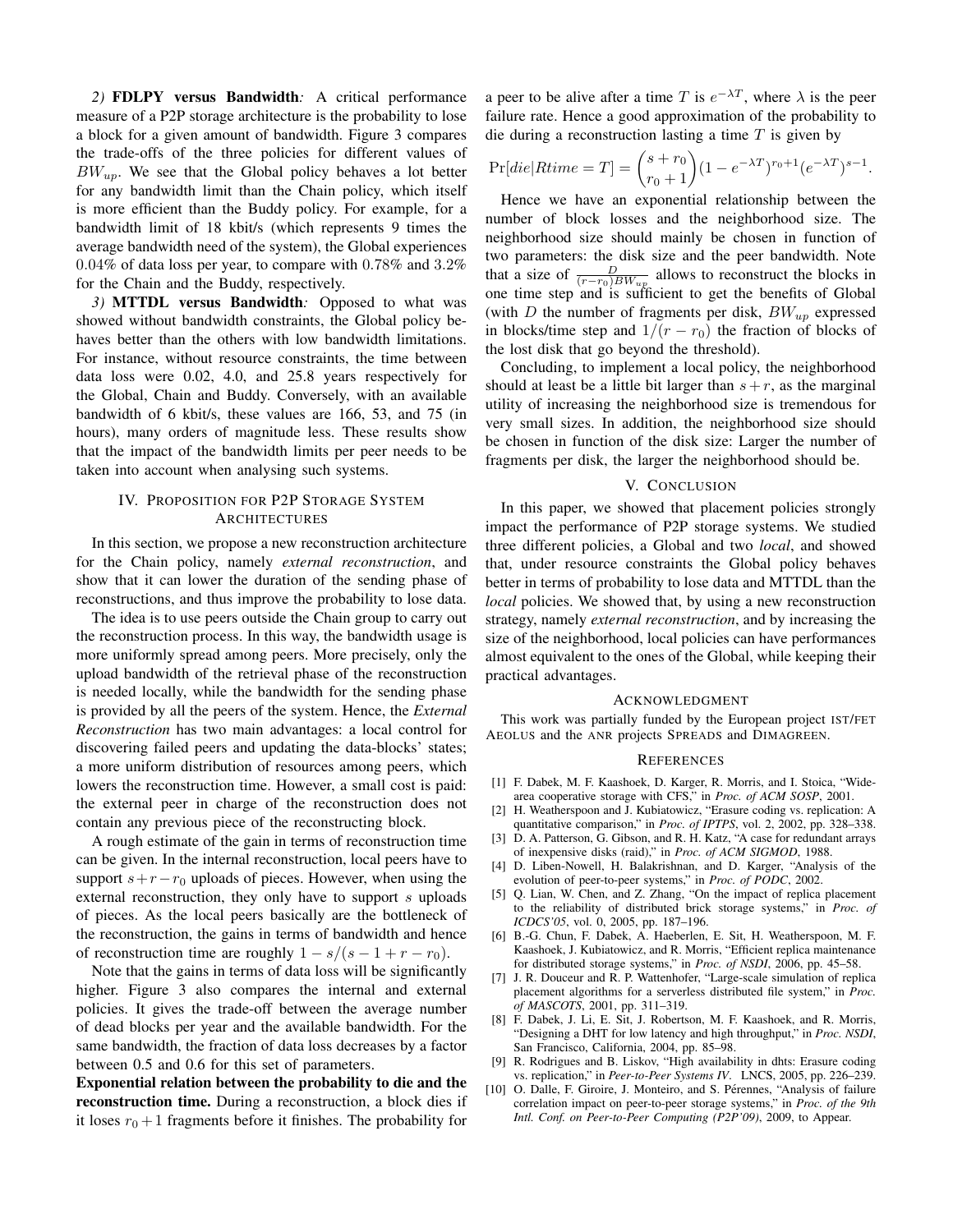*2)* **FDLPY versus Bandwidth***:* A critical performance measure of a P2P storage architecture is the probability to lose a block for a given amount of bandwidth. Figure 3 compares the trade-offs of the three policies for different values of $BW_{up}$. We see that the Global policy behaves a lot better for any bandwidth limit than the Chain policy, which itself is more efficient than the Buddy policy. For example, for a bandwidth limit of 18 kbit/s (which represents 9 times the average bandwidth need of the system), the Global experiences $0.04\%$ of data loss per year, to compare with $0.78\%$ and $3.2\%$ for the Chain and the Buddy, respectively.

*3)* **MTTDL versus Bandwidth***:* Opposed to what was showed without bandwidth constraints, the Global policy behaves better than the others with low bandwidth limitations. For instance, without resource constraints, the time between data loss were 0.02, 4.0, and 25.8 years respectively for the Global, Chain and Buddy. Conversely, with an available bandwidth of 6 kbit/s, these values are 166, 53, and 75 (in hours), many orders of magnitude less. These results show that the impact of the bandwidth limits per peer needs to be taken into account when analysing such systems.

## IV. Proposition for P2P Storage System Architectures

In this section, we propose a new reconstruction architecture for the Chain policy, namely *external reconstruction*, and show that it can lower the duration of the sending phase of reconstructions, and thus improve the probability to lose data.

The idea is to use peers outside the Chain group to carry out the reconstruction process. In this way, the bandwidth usage is more uniformly spread among peers. More precisely, only the upload bandwidth of the retrieval phase of the reconstruction is needed locally, while the bandwidth for the sending phase is provided by all the peers of the system. Hence, the *External Reconstruction* has two main advantages: a local control for discovering failed peers and updating the data-blocks' states; a more uniform distribution of resources among peers, which lowers the reconstruction time. However, a small cost is paid: the external peer in charge of the reconstruction does not contain any previous piece of the reconstructing block.

A rough estimate of the gain in terms of reconstruction time can be given. In the internal reconstruction, local peers have to support $s+r-r_0$ uploads of pieces. However, when using the external reconstruction, they only have to support $s$ uploads of pieces. As the local peers basically are the bottleneck of the reconstruction, the gains in terms of bandwidth and hence of reconstruction time are roughly $1 - s/(s-1+r-r_0)$.

Note that the gains in terms of data loss will be significantly higher. Figure 3 also compares the internal and external policies. It gives the trade-off between the average number of dead blocks per year and the available bandwidth. For the same bandwidth, the fraction of data loss decreases by a factor between 0.5 and 0.6 for this set of parameters.

**Exponential relation between the probability to die and the reconstruction time.** During a reconstruction, a block dies if it loses $r_0+1$ fragments before it finishes. The probability for a peer to be alive after a time $T$ is $e^{-\lambda T}$, where $\lambda$ is the peer failure rate. Hence a good approximation of the probability to die during a reconstruction lasting a time $T$ is given by

$$\Pr[die|Rtime = T] = \binom{s+r_0}{r_0+1}(1-e^{-\lambda T})^{r_0+1}(e^{-\lambda T})^{s-1}.$$

Hence we have an exponential relationship between the number of block losses and the neighborhood size. The neighborhood size should mainly be chosen in function of two parameters: the disk size and the peer bandwidth. Note that a size of $\frac{D}{(r-r_0)BW_{up}}$ allows to reconstruct the blocks in one time step and is sufficient to get the benefits of Global (with $D$ the number of fragments per disk, $BW_{up}$ expressed in blocks/time step and $1/(r-r_0)$ the fraction of blocks of the lost disk that go beyond the threshold).

Concluding, to implement a local policy, the neighborhood should at least be a little bit larger than $s+r$, as the marginal utility of increasing the neighborhood size is tremendous for very small sizes. In addition, the neighborhood size should be chosen in function of the disk size: Larger the number of fragments per disk, the larger the neighborhood should be.

## V. Conclusion

In this paper, we showed that placement policies strongly impact the performance of P2P storage systems. We studied three different policies, a Global and two *local*, and showed that, under resource constraints the Global policy behaves better in terms of probability to lose data and MTTDL than the *local* policies. We showed that, by using a new reconstruction strategy, namely *external reconstruction*, and by increasing the size of the neighborhood, local policies can have performances almost equivalent to the ones of the Global, while keeping their practical advantages.

## Acknowledgment

This work was partially funded by the European project IST/FET AEOLUS and the ANR projects SPREADS and DIMAGREEN.

## References

[1] F. Dabek, M. F. Kaashoek, D. Karger, R. Morris, and I. Stoica, "Wide-area cooperative storage with CFS," in *Proc. of ACM SOSP*, 2001.

[2] H. Weatherspoon and J. Kubiatowicz, "Erasure coding vs. replication: A quantitative comparison," in *Proc. of IPTPS*, vol. 2, 2002, pp. 328–338.

[3] D. A. Patterson, G. Gibson, and R. H. Katz, "A case for redundant arrays of inexpensive disks (raid)," in *Proc. of ACM SIGMOD*, 1988.

[4] D. Liben-Nowell, H. Balakrishnan, and D. Karger, "Analysis of the evolution of peer-to-peer systems," in *Proc. of PODC*, 2002.

[5] Q. Lian, W. Chen, and Z. Zhang, "On the impact of replica placement to the reliability of distributed brick storage systems," in *Proc. of ICDCS'05*, vol. 0, 2005, pp. 187–196.

[6] B.-G. Chun, F. Dabek, A. Haeberlen, E. Sit, H. Weatherspoon, M. F. Kaashoek, J. Kubiatowicz, and R. Morris, "Efficient replica maintenance for distributed storage systems," in *Proc. of NSDI*, 2006, pp. 45–58.

[7] J. R. Douceur and R. P. Wattenhofer, "Large-scale simulation of replica placement algorithms for a serverless distributed file system," in *Proc. of MASCOTS*, 2001, pp. 311–319.

[8] F. Dabek, J. Li, E. Sit, J. Robertson, M. F. Kaashoek, and R. Morris, "Designing a DHT for low latency and high throughput," in *Proc. NSDI*, San Francisco, California, 2004, pp. 85–98.

[9] R. Rodrigues and B. Liskov, "High availability in dhts: Erasure coding vs. replication," in *Peer-to-Peer Systems IV*. LNCS, 2005, pp. 226–239.

[10] O. Dalle, F. Giroire, J. Monteiro, and S. Pérennes, "Analysis of failure correlation impact on peer-to-peer storage systems," in *Proc. of the 9th Intl. Conf. on Peer-to-Peer Computing (P2P'09)*, 2009, to Appear.